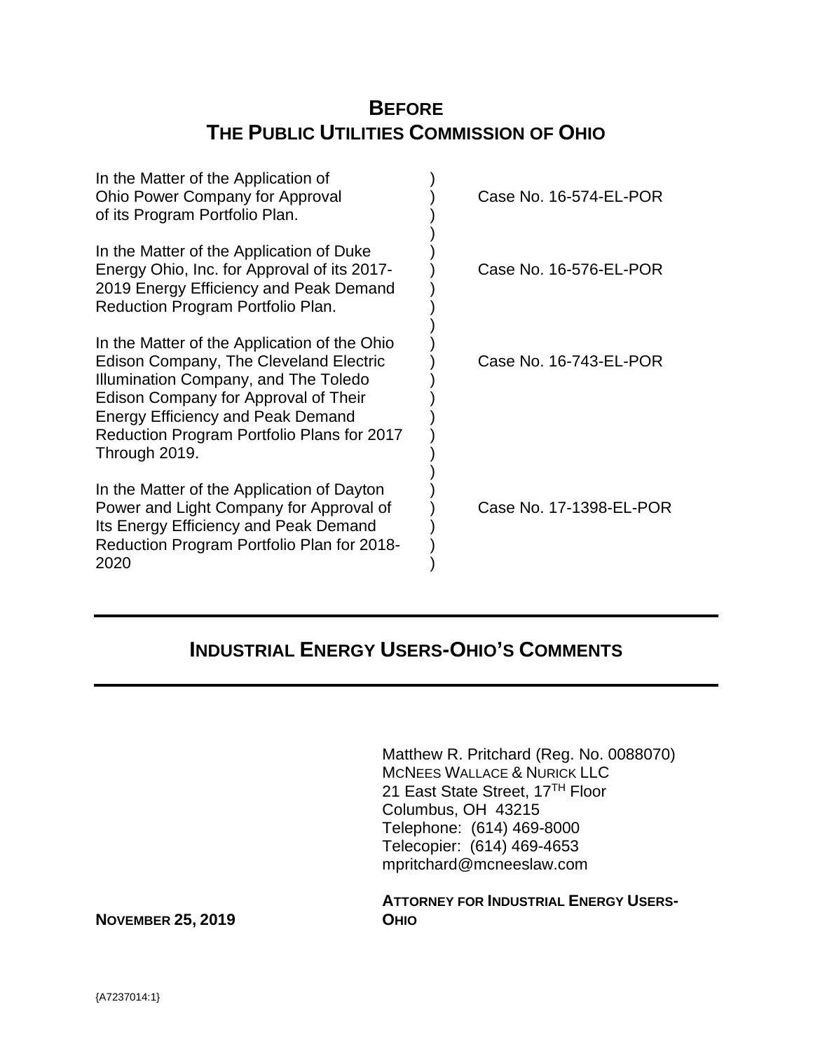# BEFORE THE PUBLIC UTILITIES COMMISSION OF OHIO

| | | |
|---|---|---|
| In the Matter of the Application of Ohio Power Company for Approval of its Program Portfolio Plan. | ) | Case No. 16-574-EL-POR |
| In the Matter of the Application of Duke Energy Ohio, Inc. for Approval of its 2017-2019 Energy Efficiency and Peak Demand Reduction Program Portfolio Plan. | ) | Case No. 16-576-EL-POR |
| In the Matter of the Application of the Ohio Edison Company, The Cleveland Electric Illumination Company, and The Toledo Edison Company for Approval of Their Energy Efficiency and Peak Demand Reduction Program Portfolio Plans for 2017 Through 2019. | ) | Case No. 16-743-EL-POR |
| In the Matter of the Application of Dayton Power and Light Company for Approval of Its Energy Efficiency and Peak Demand Reduction Program Portfolio Plan for 2018-2020 | ) | Case No. 17-1398-EL-POR |

---

## INDUSTRIAL ENERGY USERS-OHIO'S COMMENTS

---

Matthew R. Pritchard (Reg. No. 0088070)
MCNEES WALLACE & NURICK LLC
21 East State Street, 17TH Floor
Columbus, OH 43215
Telephone: (614) 469-8000
Telecopier: (614) 469-4653
mpritchard@mcneeslaw.com

**ATTORNEY FOR INDUSTRIAL ENERGY USERS-OHIO**

**NOVEMBER 25, 2019**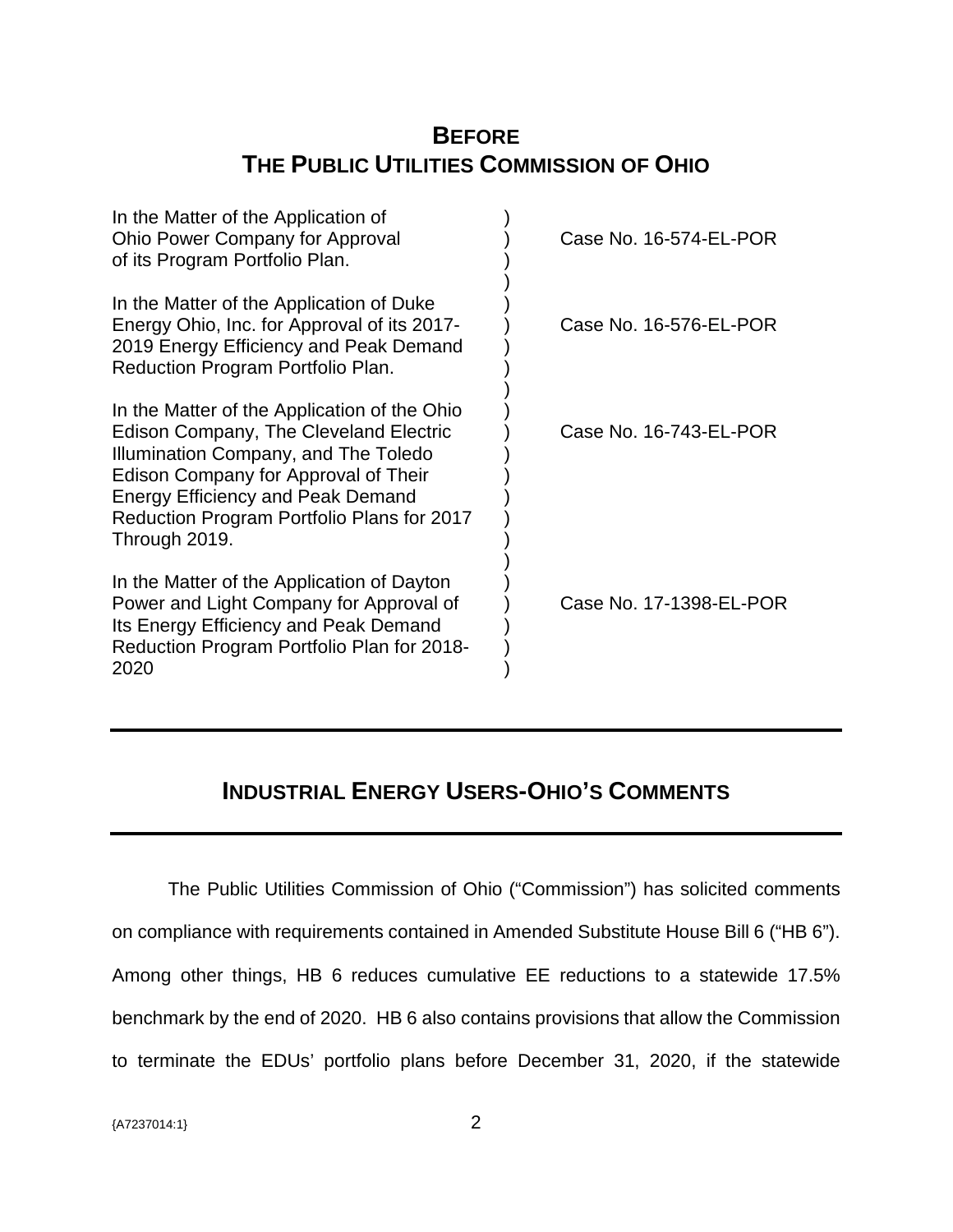# BEFORE THE PUBLIC UTILITIES COMMISSION OF OHIO

| | | |
|---|---|---|
| In the Matter of the Application of Ohio Power Company for Approval of its Program Portfolio Plan. | ) | Case No. 16-574-EL-POR |
| In the Matter of the Application of Duke Energy Ohio, Inc. for Approval of its 2017-2019 Energy Efficiency and Peak Demand Reduction Program Portfolio Plan. | ) | Case No. 16-576-EL-POR |
| In the Matter of the Application of the Ohio Edison Company, The Cleveland Electric Illumination Company, and The Toledo Edison Company for Approval of Their Energy Efficiency and Peak Demand Reduction Program Portfolio Plans for 2017 Through 2019. | ) | Case No. 16-743-EL-POR |
| In the Matter of the Application of Dayton Power and Light Company for Approval of Its Energy Efficiency and Peak Demand Reduction Program Portfolio Plan for 2018-2020 | ) | Case No. 17-1398-EL-POR |

---

## INDUSTRIAL ENERGY USERS-OHIO'S COMMENTS

---

The Public Utilities Commission of Ohio ("Commission") has solicited comments on compliance with requirements contained in Amended Substitute House Bill 6 ("HB 6"). Among other things, HB 6 reduces cumulative EE reductions to a statewide 17.5% benchmark by the end of 2020. HB 6 also contains provisions that allow the Commission to terminate the EDUs' portfolio plans before December 31, 2020, if the statewide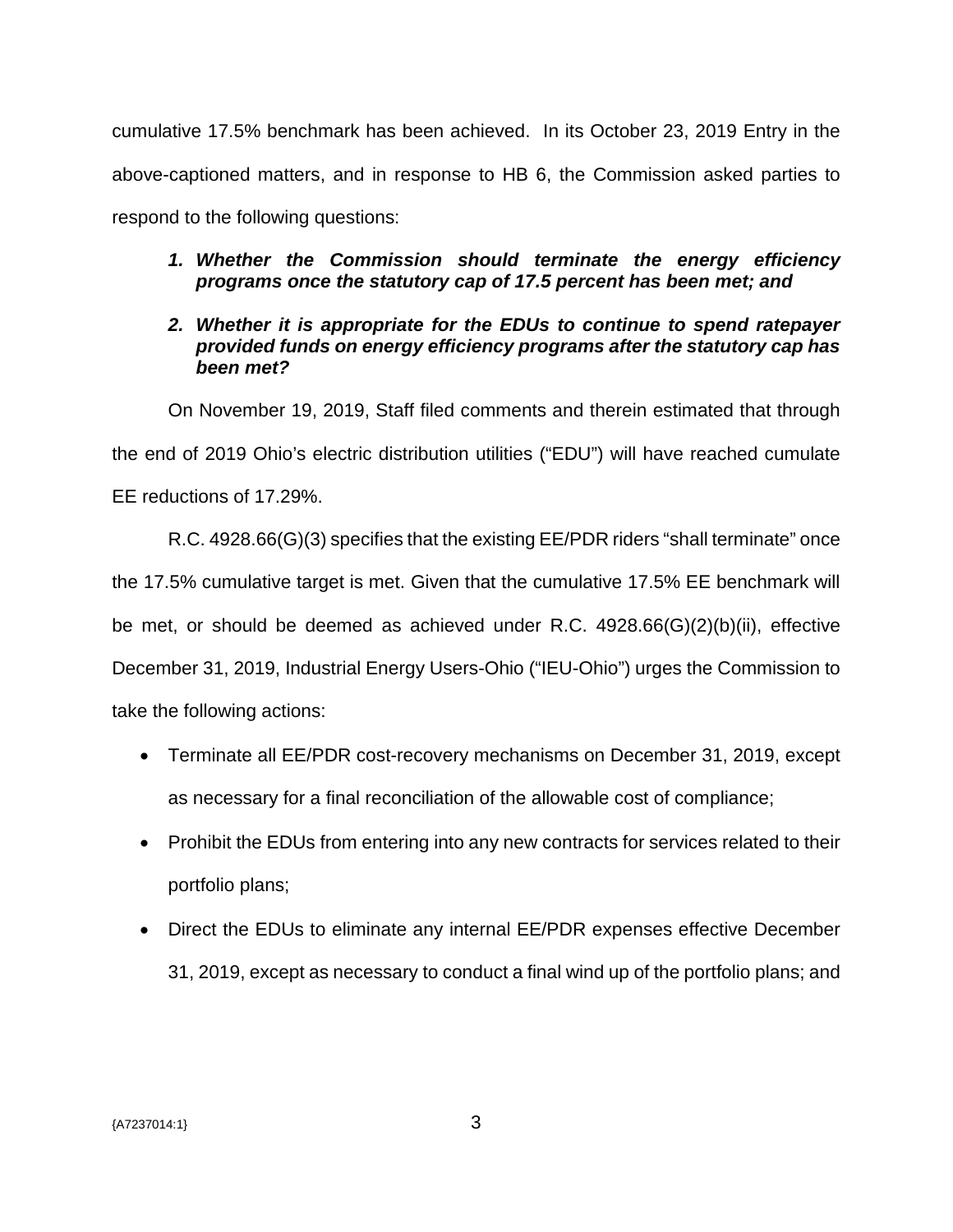cumulative 17.5% benchmark has been achieved. In its October 23, 2019 Entry in the above-captioned matters, and in response to HB 6, the Commission asked parties to respond to the following questions:

1. ***Whether the Commission should terminate the energy efficiency programs once the statutory cap of 17.5 percent has been met; and***
2. ***Whether it is appropriate for the EDUs to continue to spend ratepayer provided funds on energy efficiency programs after the statutory cap has been met?***

On November 19, 2019, Staff filed comments and therein estimated that through the end of 2019 Ohio's electric distribution utilities ("EDU") will have reached cumulate EE reductions of 17.29%.

R.C. 4928.66(G)(3) specifies that the existing EE/PDR riders "shall terminate" once the 17.5% cumulative target is met. Given that the cumulative 17.5% EE benchmark will be met, or should be deemed as achieved under R.C. 4928.66(G)(2)(b)(ii), effective December 31, 2019, Industrial Energy Users-Ohio ("IEU-Ohio") urges the Commission to take the following actions:

- Terminate all EE/PDR cost-recovery mechanisms on December 31, 2019, except as necessary for a final reconciliation of the allowable cost of compliance;
- Prohibit the EDUs from entering into any new contracts for services related to their portfolio plans;
- Direct the EDUs to eliminate any internal EE/PDR expenses effective December 31, 2019, except as necessary to conduct a final wind up of the portfolio plans; and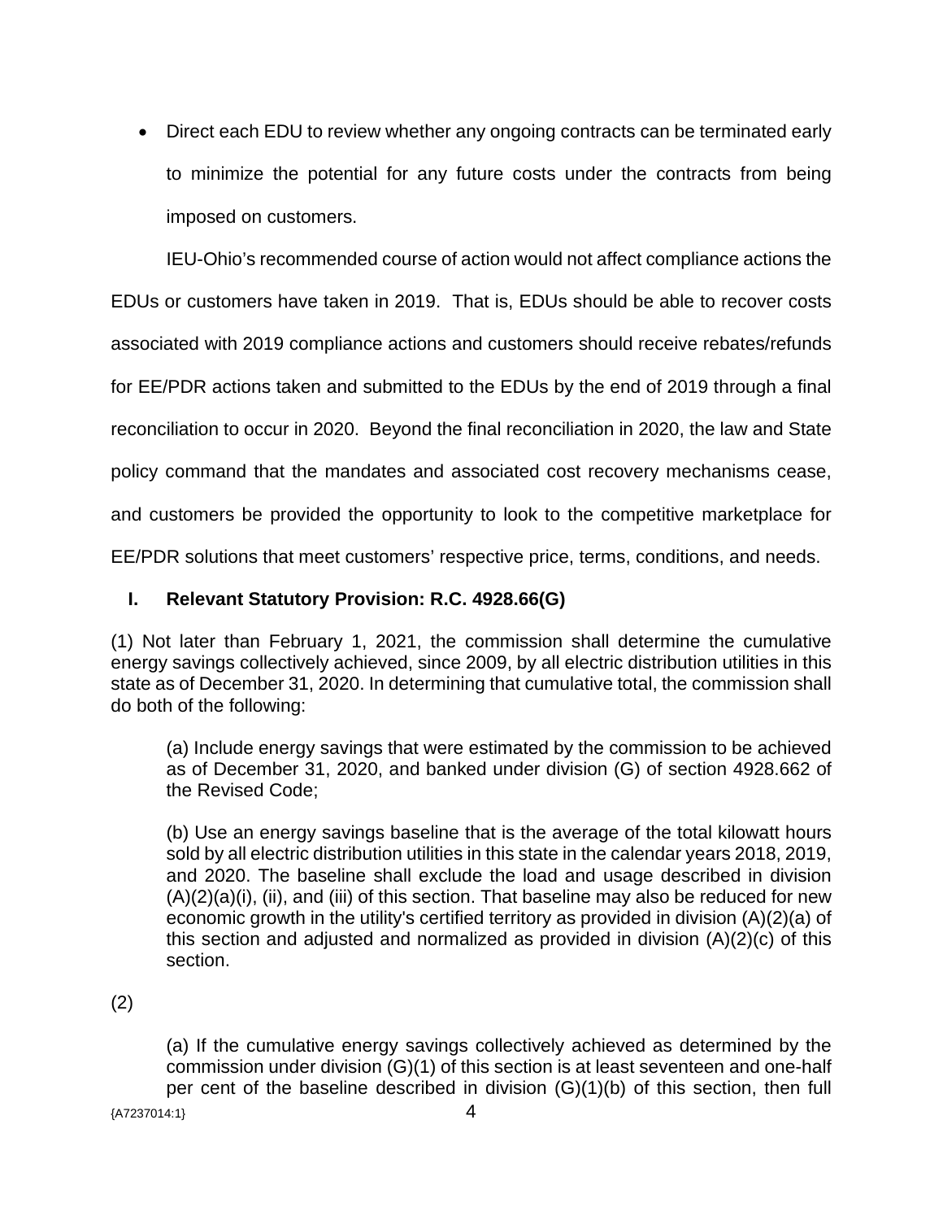- Direct each EDU to review whether any ongoing contracts can be terminated early to minimize the potential for any future costs under the contracts from being imposed on customers.

IEU-Ohio's recommended course of action would not affect compliance actions the EDUs or customers have taken in 2019. That is, EDUs should be able to recover costs associated with 2019 compliance actions and customers should receive rebates/refunds for EE/PDR actions taken and submitted to the EDUs by the end of 2019 through a final reconciliation to occur in 2020. Beyond the final reconciliation in 2020, the law and State policy command that the mandates and associated cost recovery mechanisms cease, and customers be provided the opportunity to look to the competitive marketplace for EE/PDR solutions that meet customers' respective price, terms, conditions, and needs.

## I. Relevant Statutory Provision: R.C. 4928.66(G)

(1) Not later than February 1, 2021, the commission shall determine the cumulative energy savings collectively achieved, since 2009, by all electric distribution utilities in this state as of December 31, 2020. In determining that cumulative total, the commission shall do both of the following:

> (a) Include energy savings that were estimated by the commission to be achieved as of December 31, 2020, and banked under division (G) of section 4928.662 of the Revised Code;
>
> (b) Use an energy savings baseline that is the average of the total kilowatt hours sold by all electric distribution utilities in this state in the calendar years 2018, 2019, and 2020. The baseline shall exclude the load and usage described in division (A)(2)(a)(i), (ii), and (iii) of this section. That baseline may also be reduced for new economic growth in the utility's certified territory as provided in division (A)(2)(a) of this section and adjusted and normalized as provided in division (A)(2)(c) of this section.

(2)

> (a) If the cumulative energy savings collectively achieved as determined by the commission under division (G)(1) of this section is at least seventeen and one-half per cent of the baseline described in division (G)(1)(b) of this section, then full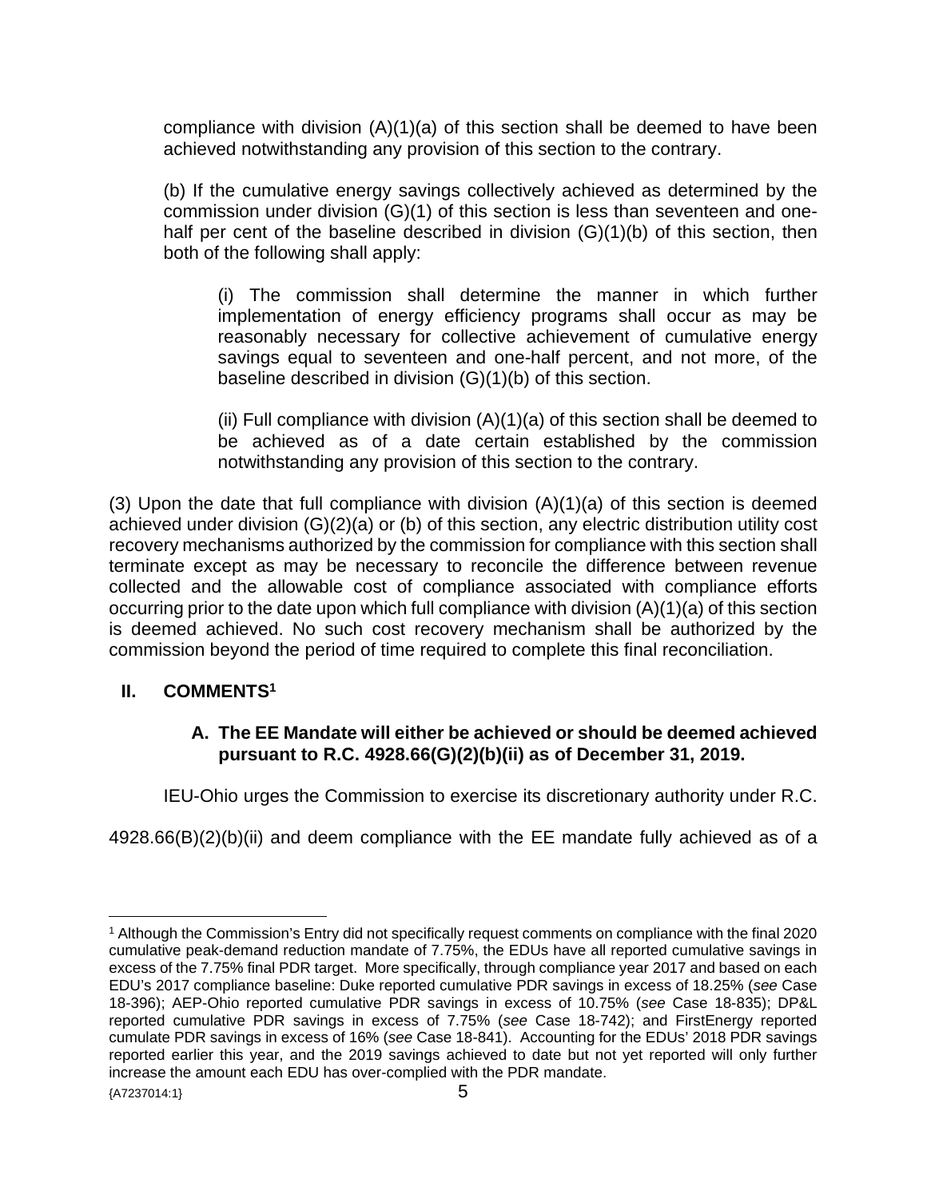compliance with division (A)(1)(a) of this section shall be deemed to have been achieved notwithstanding any provision of this section to the contrary.

(b) If the cumulative energy savings collectively achieved as determined by the commission under division (G)(1) of this section is less than seventeen and one-half per cent of the baseline described in division (G)(1)(b) of this section, then both of the following shall apply:

(i) The commission shall determine the manner in which further implementation of energy efficiency programs shall occur as may be reasonably necessary for collective achievement of cumulative energy savings equal to seventeen and one-half percent, and not more, of the baseline described in division (G)(1)(b) of this section.

(ii) Full compliance with division (A)(1)(a) of this section shall be deemed to be achieved as of a date certain established by the commission notwithstanding any provision of this section to the contrary.

(3) Upon the date that full compliance with division (A)(1)(a) of this section is deemed achieved under division (G)(2)(a) or (b) of this section, any electric distribution utility cost recovery mechanisms authorized by the commission for compliance with this section shall terminate except as may be necessary to reconcile the difference between revenue collected and the allowable cost of compliance associated with compliance efforts occurring prior to the date upon which full compliance with division (A)(1)(a) of this section is deemed achieved. No such cost recovery mechanism shall be authorized by the commission beyond the period of time required to complete this final reconciliation.

## II. COMMENTS[1]

### A. The EE Mandate will either be achieved or should be deemed achieved pursuant to R.C. 4928.66(G)(2)(b)(ii) as of December 31, 2019.

IEU-Ohio urges the Commission to exercise its discretionary authority under R.C. 4928.66(B)(2)(b)(ii) and deem compliance with the EE mandate fully achieved as of a

---

[1] Although the Commission's Entry did not specifically request comments on compliance with the final 2020 cumulative peak-demand reduction mandate of 7.75%, the EDUs have all reported cumulative savings in excess of the 7.75% final PDR target. More specifically, through compliance year 2017 and based on each EDU's 2017 compliance baseline: Duke reported cumulative PDR savings in excess of 18.25% (*see* Case 18-396); AEP-Ohio reported cumulative PDR savings in excess of 10.75% (*see* Case 18-835); DP&L reported cumulative PDR savings in excess of 7.75% (*see* Case 18-742); and FirstEnergy reported cumulate PDR savings in excess of 16% (*see* Case 18-841). Accounting for the EDUs' 2018 PDR savings reported earlier this year, and the 2019 savings achieved to date but not yet reported will only further increase the amount each EDU has over-complied with the PDR mandate.

{A7237014:1}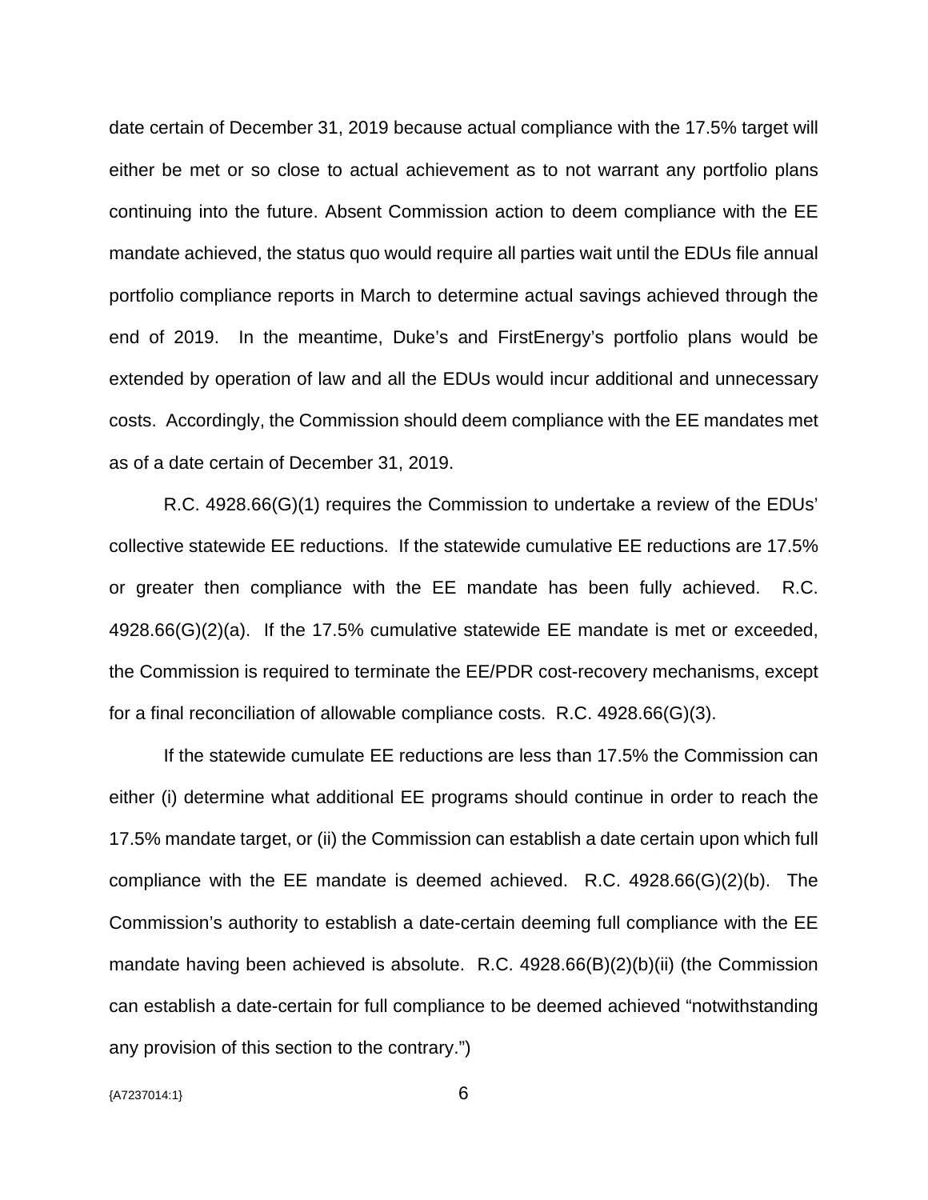date certain of December 31, 2019 because actual compliance with the 17.5% target will either be met or so close to actual achievement as to not warrant any portfolio plans continuing into the future. Absent Commission action to deem compliance with the EE mandate achieved, the status quo would require all parties wait until the EDUs file annual portfolio compliance reports in March to determine actual savings achieved through the end of 2019. In the meantime, Duke's and FirstEnergy's portfolio plans would be extended by operation of law and all the EDUs would incur additional and unnecessary costs. Accordingly, the Commission should deem compliance with the EE mandates met as of a date certain of December 31, 2019.

R.C. 4928.66(G)(1) requires the Commission to undertake a review of the EDUs' collective statewide EE reductions. If the statewide cumulative EE reductions are 17.5% or greater then compliance with the EE mandate has been fully achieved. R.C. 4928.66(G)(2)(a). If the 17.5% cumulative statewide EE mandate is met or exceeded, the Commission is required to terminate the EE/PDR cost-recovery mechanisms, except for a final reconciliation of allowable compliance costs. R.C. 4928.66(G)(3).

If the statewide cumulate EE reductions are less than 17.5% the Commission can either (i) determine what additional EE programs should continue in order to reach the 17.5% mandate target, or (ii) the Commission can establish a date certain upon which full compliance with the EE mandate is deemed achieved. R.C. 4928.66(G)(2)(b). The Commission's authority to establish a date-certain deeming full compliance with the EE mandate having been achieved is absolute. R.C. 4928.66(B)(2)(b)(ii) (the Commission can establish a date-certain for full compliance to be deemed achieved "notwithstanding any provision of this section to the contrary.")

{A7237014:1}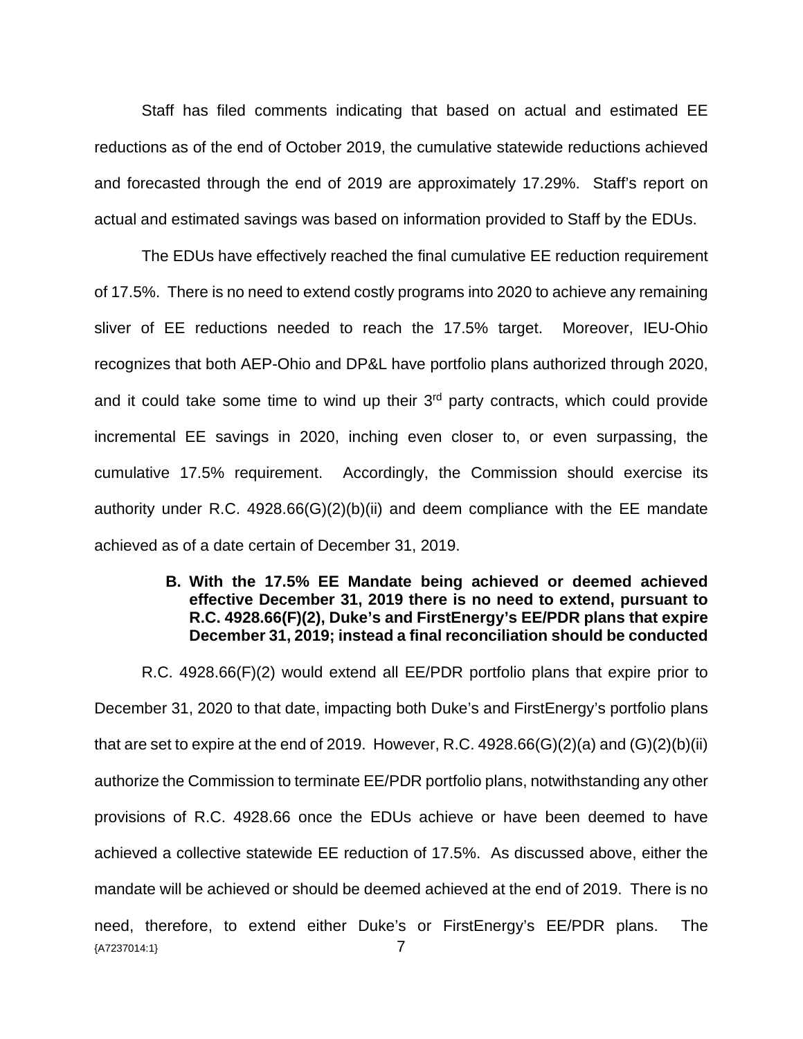Staff has filed comments indicating that based on actual and estimated EE reductions as of the end of October 2019, the cumulative statewide reductions achieved and forecasted through the end of 2019 are approximately 17.29%. Staff's report on actual and estimated savings was based on information provided to Staff by the EDUs.

The EDUs have effectively reached the final cumulative EE reduction requirement of 17.5%. There is no need to extend costly programs into 2020 to achieve any remaining sliver of EE reductions needed to reach the 17.5% target. Moreover, IEU-Ohio recognizes that both AEP-Ohio and DP&L have portfolio plans authorized through 2020, and it could take some time to wind up their 3rd party contracts, which could provide incremental EE savings in 2020, inching even closer to, or even surpassing, the cumulative 17.5% requirement. Accordingly, the Commission should exercise its authority under R.C. 4928.66(G)(2)(b)(ii) and deem compliance with the EE mandate achieved as of a date certain of December 31, 2019.

### B. With the 17.5% EE Mandate being achieved or deemed achieved effective December 31, 2019 there is no need to extend, pursuant to R.C. 4928.66(F)(2), Duke's and FirstEnergy's EE/PDR plans that expire December 31, 2019; instead a final reconciliation should be conducted

R.C. 4928.66(F)(2) would extend all EE/PDR portfolio plans that expire prior to December 31, 2020 to that date, impacting both Duke's and FirstEnergy's portfolio plans that are set to expire at the end of 2019. However, R.C. 4928.66(G)(2)(a) and (G)(2)(b)(ii) authorize the Commission to terminate EE/PDR portfolio plans, notwithstanding any other provisions of R.C. 4928.66 once the EDUs achieve or have been deemed to have achieved a collective statewide EE reduction of 17.5%. As discussed above, either the mandate will be achieved or should be deemed achieved at the end of 2019. There is no need, therefore, to extend either Duke's or FirstEnergy's EE/PDR plans. The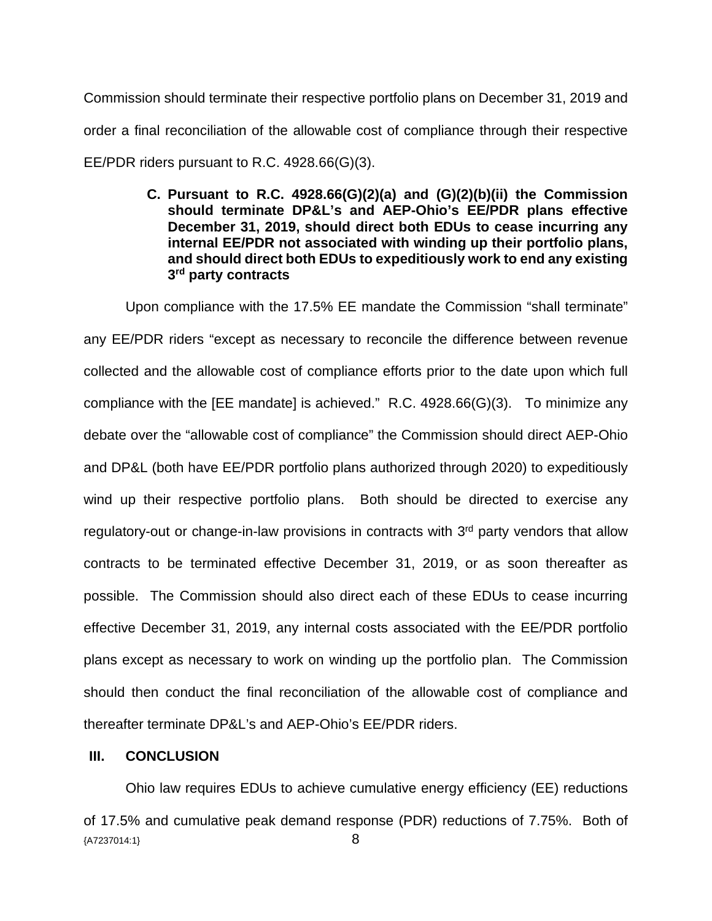Commission should terminate their respective portfolio plans on December 31, 2019 and order a final reconciliation of the allowable cost of compliance through their respective EE/PDR riders pursuant to R.C. 4928.66(G)(3).

**C. Pursuant to R.C. 4928.66(G)(2)(a) and (G)(2)(b)(ii) the Commission should terminate DP&L's and AEP-Ohio's EE/PDR plans effective December 31, 2019, should direct both EDUs to cease incurring any internal EE/PDR not associated with winding up their portfolio plans, and should direct both EDUs to expeditiously work to end any existing 3rd party contracts**

Upon compliance with the 17.5% EE mandate the Commission "shall terminate" any EE/PDR riders "except as necessary to reconcile the difference between revenue collected and the allowable cost of compliance efforts prior to the date upon which full compliance with the [EE mandate] is achieved." R.C. 4928.66(G)(3). To minimize any debate over the "allowable cost of compliance" the Commission should direct AEP-Ohio and DP&L (both have EE/PDR portfolio plans authorized through 2020) to expeditiously wind up their respective portfolio plans. Both should be directed to exercise any regulatory-out or change-in-law provisions in contracts with 3rd party vendors that allow contracts to be terminated effective December 31, 2019, or as soon thereafter as possible. The Commission should also direct each of these EDUs to cease incurring effective December 31, 2019, any internal costs associated with the EE/PDR portfolio plans except as necessary to work on winding up the portfolio plan. The Commission should then conduct the final reconciliation of the allowable cost of compliance and thereafter terminate DP&L's and AEP-Ohio's EE/PDR riders.

## III. CONCLUSION

Ohio law requires EDUs to achieve cumulative energy efficiency (EE) reductions of 17.5% and cumulative peak demand response (PDR) reductions of 7.75%. Both of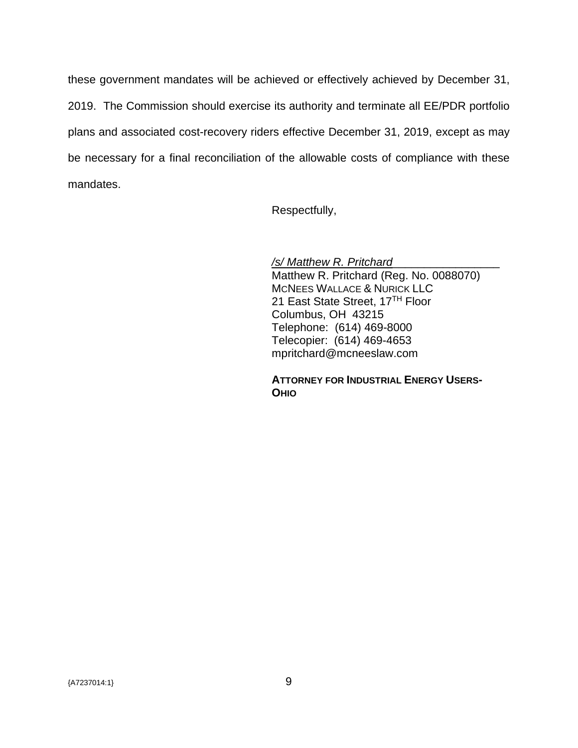these government mandates will be achieved or effectively achieved by December 31, 2019. The Commission should exercise its authority and terminate all EE/PDR portfolio plans and associated cost-recovery riders effective December 31, 2019, except as may be necessary for a final reconciliation of the allowable costs of compliance with these mandates.

Respectfully,

*/s/ Matthew R. Pritchard*
Matthew R. Pritchard (Reg. No. 0088070)
MCNEES WALLACE & NURICK LLC
21 East State Street, 17TH Floor
Columbus, OH 43215
Telephone: (614) 469-8000
Telecopier: (614) 469-4653
mpritchard@mcneeslaw.com

**ATTORNEY FOR INDUSTRIAL ENERGY USERS-OHIO**

{A7237014:1}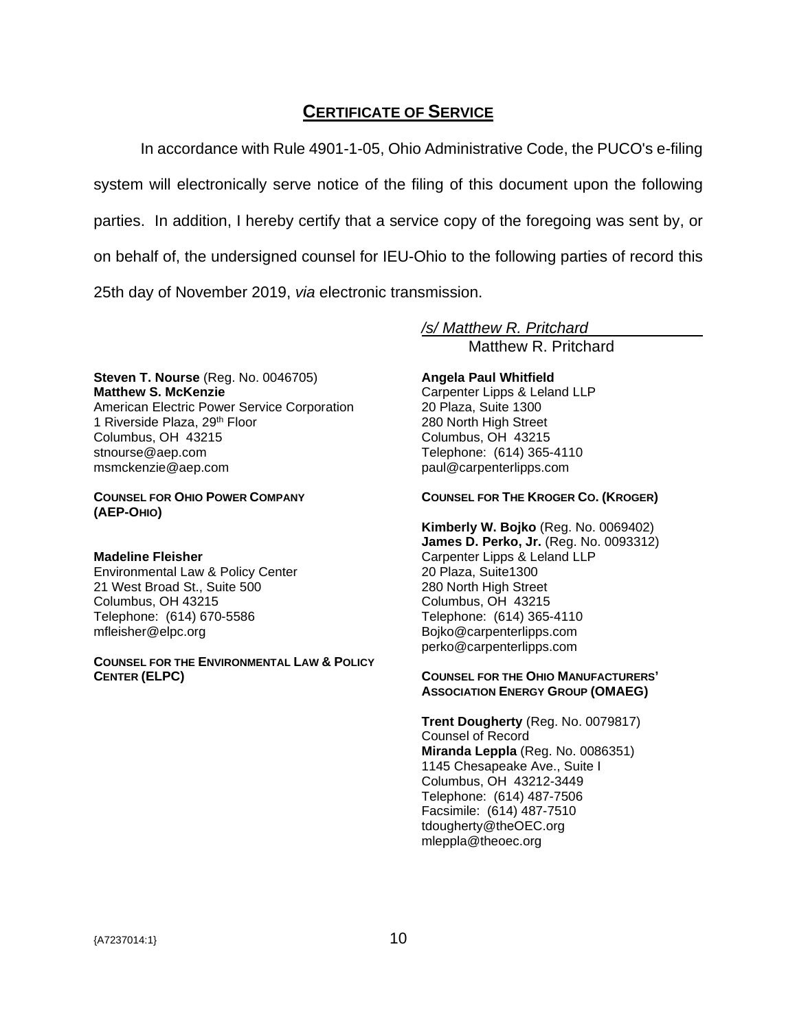# CERTIFICATE OF SERVICE

In accordance with Rule 4901-1-05, Ohio Administrative Code, the PUCO's e-filing system will electronically serve notice of the filing of this document upon the following parties. In addition, I hereby certify that a service copy of the foregoing was sent by, or on behalf of, the undersigned counsel for IEU-Ohio to the following parties of record this 25th day of November 2019, *via* electronic transmission.

*/s/ Matthew R. Pritchard*
Matthew R. Pritchard

**Steven T. Nourse** (Reg. No. 0046705)
**Matthew S. McKenzie**
American Electric Power Service Corporation
1 Riverside Plaza, 29th Floor
Columbus, OH 43215
stnourse@aep.com
msmckenzie@aep.com

**COUNSEL FOR OHIO POWER COMPANY (AEP-OHIO)**

**Madeline Fleisher**
Environmental Law & Policy Center
21 West Broad St., Suite 500
Columbus, OH 43215
Telephone: (614) 670-5586
mfleisher@elpc.org

**COUNSEL FOR THE ENVIRONMENTAL LAW & POLICY CENTER (ELPC)**

**Angela Paul Whitfield**
Carpenter Lipps & Leland LLP
20 Plaza, Suite 1300
280 North High Street
Columbus, OH 43215
Telephone: (614) 365-4110
paul@carpenterlipps.com

**COUNSEL FOR THE KROGER CO. (KROGER)**

**Kimberly W. Bojko** (Reg. No. 0069402)
**James D. Perko, Jr.** (Reg. No. 0093312)
Carpenter Lipps & Leland LLP
20 Plaza, Suite1300
280 North High Street
Columbus, OH 43215
Telephone: (614) 365-4110
Bojko@carpenterlipps.com
perko@carpenterlipps.com

**COUNSEL FOR THE OHIO MANUFACTURERS' ASSOCIATION ENERGY GROUP (OMAEG)**

**Trent Dougherty** (Reg. No. 0079817)
Counsel of Record
**Miranda Leppla** (Reg. No. 0086351)
1145 Chesapeake Ave., Suite I
Columbus, OH 43212-3449
Telephone: (614) 487-7506
Facsimile: (614) 487-7510
tdougherty@theOEC.org
mleppla@theoec.org

{A7237014:1}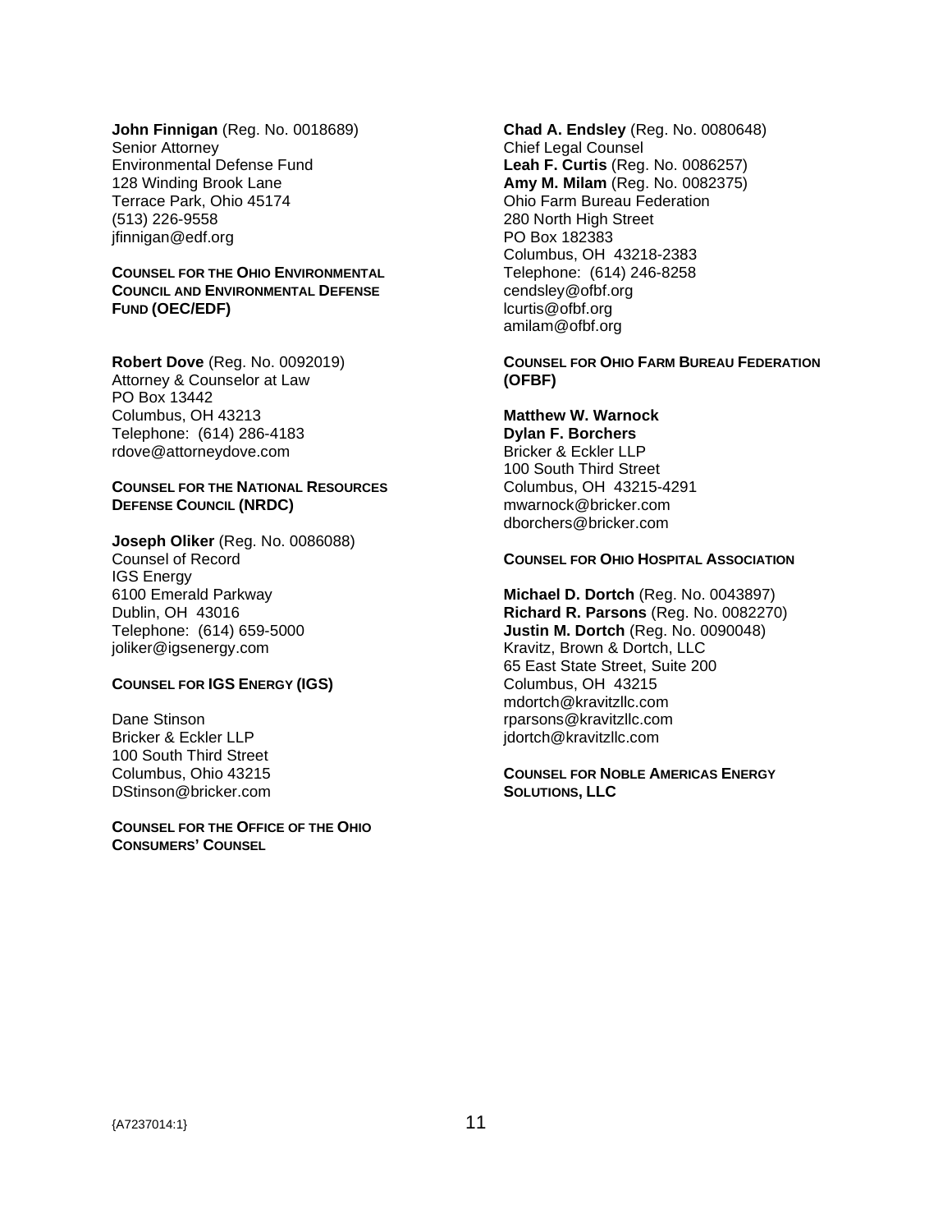**John Finnigan** (Reg. No. 0018689)
Senior Attorney
Environmental Defense Fund
128 Winding Brook Lane
Terrace Park, Ohio 45174
(513) 226-9558
jfinnigan@edf.org

**COUNSEL FOR THE OHIO ENVIRONMENTAL COUNCIL AND ENVIRONMENTAL DEFENSE FUND (OEC/EDF)**

**Robert Dove** (Reg. No. 0092019)
Attorney & Counselor at Law
PO Box 13442
Columbus, OH 43213
Telephone: (614) 286-4183
rdove@attorneydove.com

**COUNSEL FOR THE NATIONAL RESOURCES DEFENSE COUNCIL (NRDC)**

**Joseph Oliker** (Reg. No. 0086088)
Counsel of Record
IGS Energy
6100 Emerald Parkway
Dublin, OH 43016
Telephone: (614) 659-5000
joliker@igsenergy.com

**COUNSEL FOR IGS ENERGY (IGS)**

Dane Stinson
Bricker & Eckler LLP
100 South Third Street
Columbus, Ohio 43215
DStinson@bricker.com

**COUNSEL FOR THE OFFICE OF THE OHIO CONSUMERS' COUNSEL**

**Chad A. Endsley** (Reg. No. 0080648)
Chief Legal Counsel
**Leah F. Curtis** (Reg. No. 0086257)
**Amy M. Milam** (Reg. No. 0082375)
Ohio Farm Bureau Federation
280 North High Street
PO Box 182383
Columbus, OH 43218-2383
Telephone: (614) 246-8258
cendsley@ofbf.org
lcurtis@ofbf.org
amilam@ofbf.org

**COUNSEL FOR OHIO FARM BUREAU FEDERATION (OFBF)**

**Matthew W. Warnock**
**Dylan F. Borchers**
Bricker & Eckler LLP
100 South Third Street
Columbus, OH 43215-4291
mwarnock@bricker.com
dborchers@bricker.com

**COUNSEL FOR OHIO HOSPITAL ASSOCIATION**

**Michael D. Dortch** (Reg. No. 0043897)
**Richard R. Parsons** (Reg. No. 0082270)
**Justin M. Dortch** (Reg. No. 0090048)
Kravitz, Brown & Dortch, LLC
65 East State Street, Suite 200
Columbus, OH 43215
mdortch@kravitzllc.com
rparsons@kravitzllc.com
jdortch@kravitzllc.com

**COUNSEL FOR NOBLE AMERICAS ENERGY SOLUTIONS, LLC**

{A7237014:1}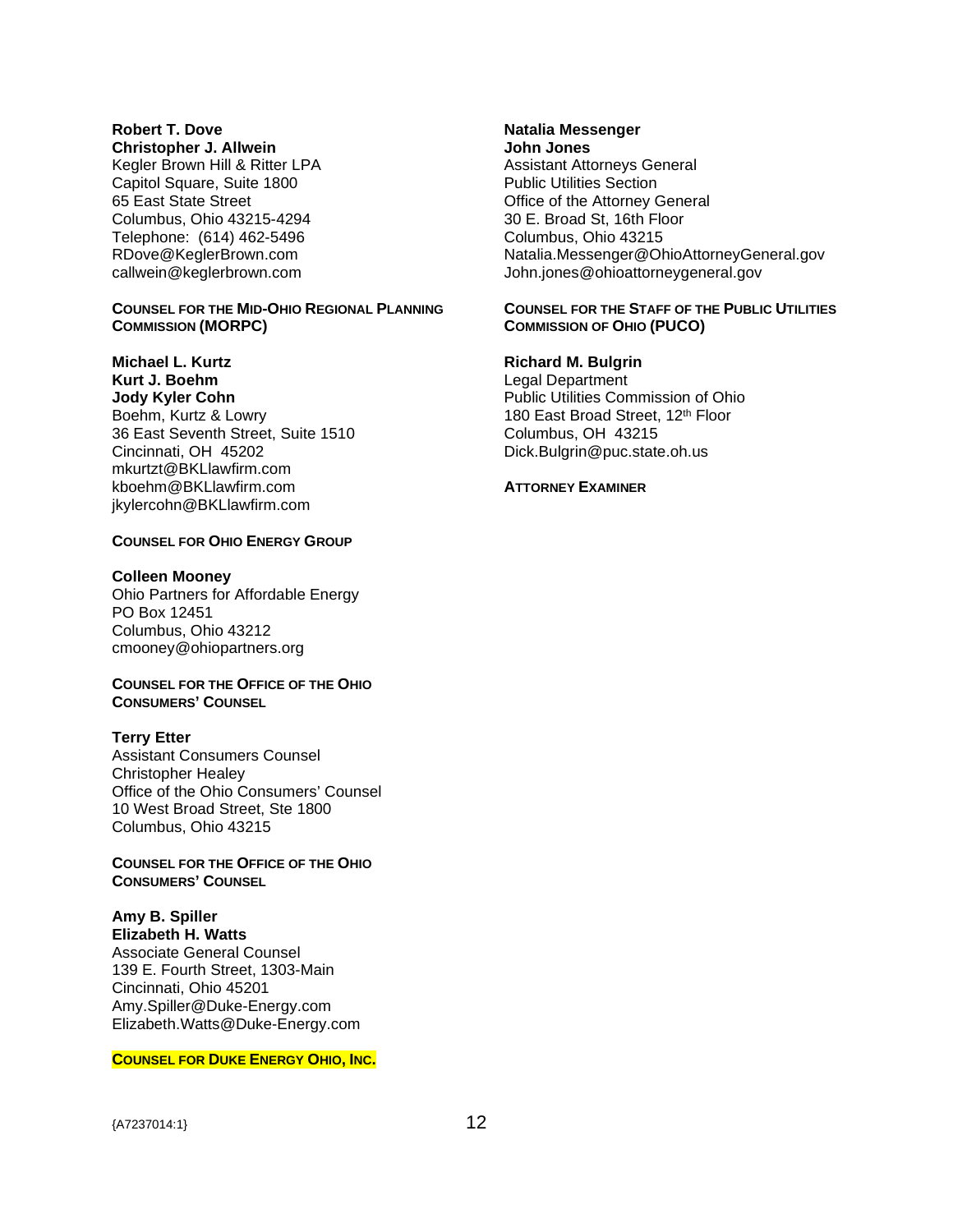**Robert T. Dove**
**Christopher J. Allwein**
Kegler Brown Hill & Ritter LPA
Capitol Square, Suite 1800
65 East State Street
Columbus, Ohio 43215-4294
Telephone: (614) 462-5496
RDove@KeglerBrown.com
callwein@keglerbrown.com

**COUNSEL FOR THE MID-OHIO REGIONAL PLANNING COMMISSION (MORPC)**

**Michael L. Kurtz**
**Kurt J. Boehm**
**Jody Kyler Cohn**
Boehm, Kurtz & Lowry
36 East Seventh Street, Suite 1510
Cincinnati, OH 45202
mkurtzt@BKLlawfirm.com
kboehm@BKLlawfirm.com
jkylercohn@BKLlawfirm.com

**COUNSEL FOR OHIO ENERGY GROUP**

**Colleen Mooney**
Ohio Partners for Affordable Energy
PO Box 12451
Columbus, Ohio 43212
cmooney@ohiopartners.org

**COUNSEL FOR THE OFFICE OF THE OHIO CONSUMERS' COUNSEL**

**Terry Etter**
Assistant Consumers Counsel
Christopher Healey
Office of the Ohio Consumers' Counsel
10 West Broad Street, Ste 1800
Columbus, Ohio 43215

**COUNSEL FOR THE OFFICE OF THE OHIO CONSUMERS' COUNSEL**

**Amy B. Spiller**
**Elizabeth H. Watts**
Associate General Counsel
139 E. Fourth Street, 1303-Main
Cincinnati, Ohio 45201
Amy.Spiller@Duke-Energy.com
Elizabeth.Watts@Duke-Energy.com

**COUNSEL FOR DUKE ENERGY OHIO, INC.**

**Natalia Messenger**
**John Jones**
Assistant Attorneys General
Public Utilities Section
Office of the Attorney General
30 E. Broad St, 16th Floor
Columbus, Ohio 43215
Natalia.Messenger@OhioAttorneyGeneral.gov
John.jones@ohioattorneygeneral.gov

**COUNSEL FOR THE STAFF OF THE PUBLIC UTILITIES COMMISSION OF OHIO (PUCO)**

**Richard M. Bulgrin**
Legal Department
Public Utilities Commission of Ohio
180 East Broad Street, 12th Floor
Columbus, OH 43215
Dick.Bulgrin@puc.state.oh.us

**ATTORNEY EXAMINER**

{A7237014:1}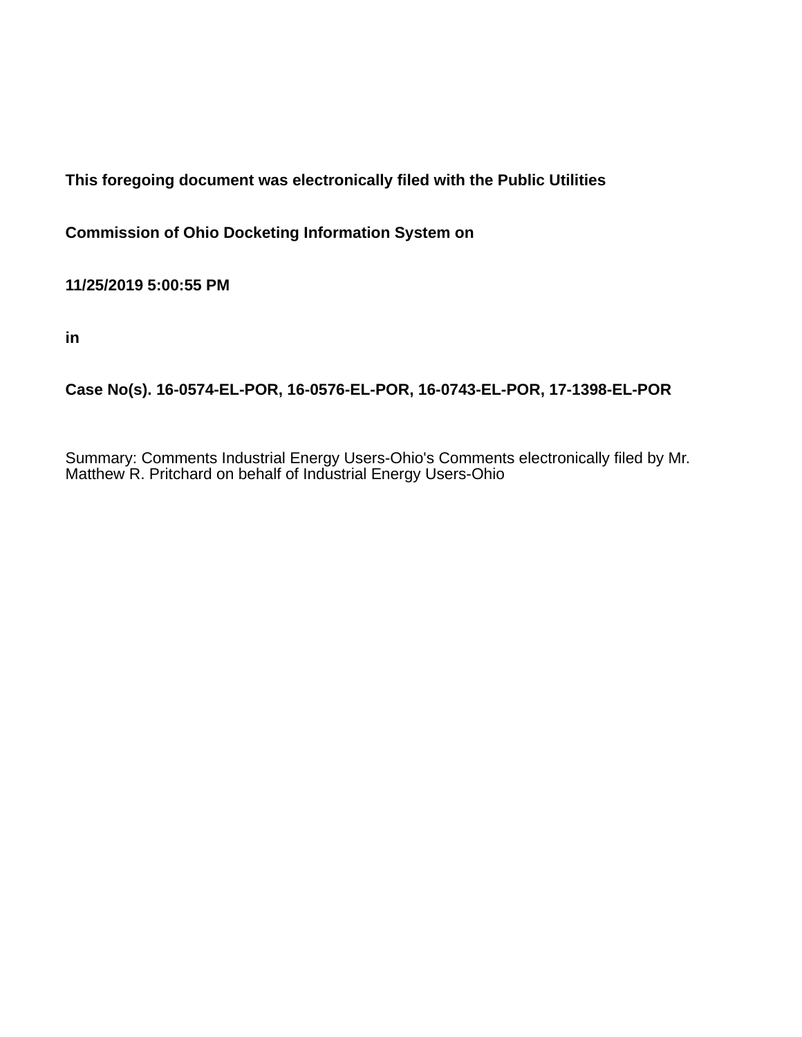**This foregoing document was electronically filed with the Public Utilities**

**Commission of Ohio Docketing Information System on**

**11/25/2019 5:00:55 PM**

**in**

**Case No(s). 16-0574-EL-POR, 16-0576-EL-POR, 16-0743-EL-POR, 17-1398-EL-POR**

Summary: Comments Industrial Energy Users-Ohio's Comments electronically filed by Mr. Matthew R. Pritchard on behalf of Industrial Energy Users-Ohio